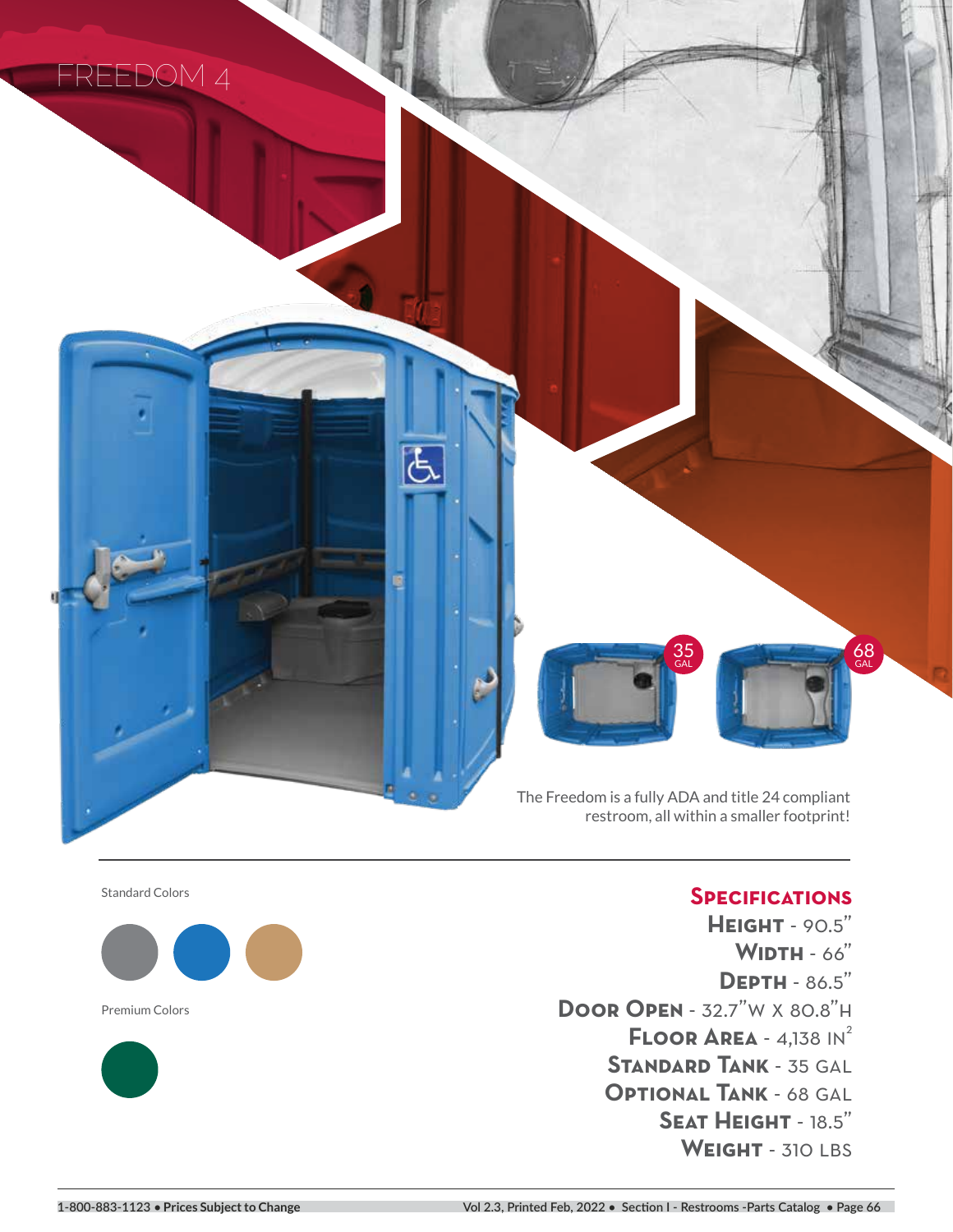# FREEDOM 4

35 GAL

68 GAL

The Freedom is a fully ADA and title 24 compliant restroom, all within a smaller footprint!

Standard Colors

Premium Colors

## Specifications

**Height** - 90.5"

**Width** - 66"

**Depth** - 86.5"

**Door Open** - 32.7"W x 80.8"H

**Floor Area** - 4,138 $IN^2$

**Standard Tank** - 35 GAL

**Optional Tank** - 68 GAL

**Seat Height** - 18.5"

**Weight** - 310 LBS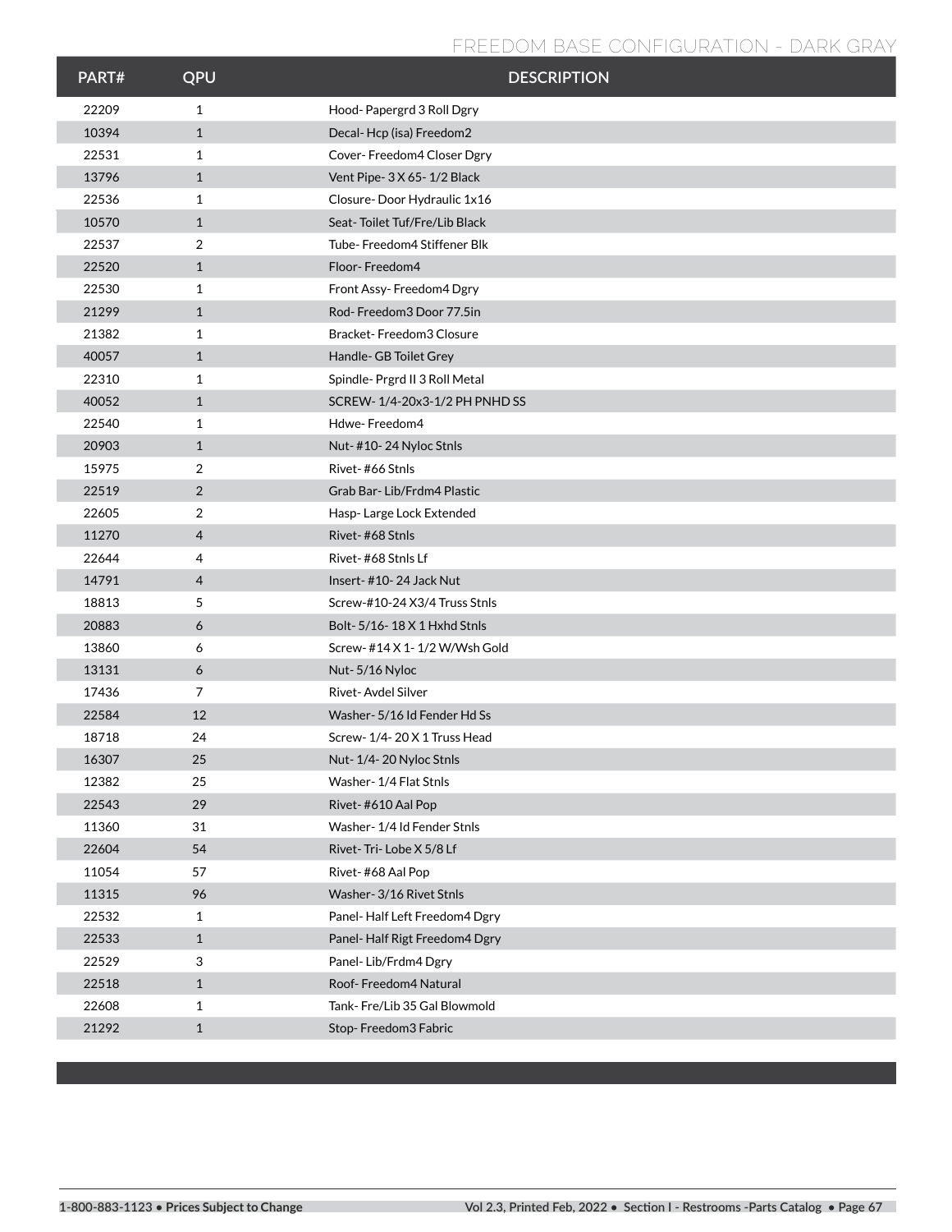## FREEDOM BASE CONFIGURATION - DARK GRAY

| PART# | QPU | DESCRIPTION |
|---|---|---|
| 22209 | 1 | Hood- Papergrd 3 Roll Dgry |
| 10394 | 1 | Decal- Hcp (isa) Freedom2 |
| 22531 | 1 | Cover- Freedom4 Closer Dgry |
| 13796 | 1 | Vent Pipe- 3 X 65- 1/2 Black |
| 22536 | 1 | Closure- Door Hydraulic 1x16 |
| 10570 | 1 | Seat- Toilet Tuf/Fre/Lib Black |
| 22537 | 2 | Tube- Freedom4 Stiffener Blk |
| 22520 | 1 | Floor- Freedom4 |
| 22530 | 1 | Front Assy- Freedom4 Dgry |
| 21299 | 1 | Rod- Freedom3 Door 77.5in |
| 21382 | 1 | Bracket- Freedom3 Closure |
| 40057 | 1 | Handle- GB Toilet Grey |
| 22310 | 1 | Spindle- Prgrd II 3 Roll Metal |
| 40052 | 1 | SCREW- 1/4-20x3-1/2 PH PNHD SS |
| 22540 | 1 | Hdwe- Freedom4 |
| 20903 | 1 | Nut- #10- 24 Nyloc Stnls |
| 15975 | 2 | Rivet- #66 Stnls |
| 22519 | 2 | Grab Bar- Lib/Frdm4 Plastic |
| 22605 | 2 | Hasp- Large Lock Extended |
| 11270 | 4 | Rivet- #68 Stnls |
| 22644 | 4 | Rivet- #68 Stnls Lf |
| 14791 | 4 | Insert- #10- 24 Jack Nut |
| 18813 | 5 | Screw-#10-24 X3/4 Truss Stnls |
| 20883 | 6 | Bolt- 5/16- 18 X 1 Hxhd Stnls |
| 13860 | 6 | Screw- #14 X 1- 1/2 W/Wsh Gold |
| 13131 | 6 | Nut- 5/16 Nyloc |
| 17436 | 7 | Rivet- Avdel Silver |
| 22584 | 12 | Washer- 5/16 Id Fender Hd Ss |
| 18718 | 24 | Screw- 1/4- 20 X 1 Truss Head |
| 16307 | 25 | Nut- 1/4- 20 Nyloc Stnls |
| 12382 | 25 | Washer- 1/4 Flat Stnls |
| 22543 | 29 | Rivet- #610 Aal Pop |
| 11360 | 31 | Washer- 1/4 Id Fender Stnls |
| 22604 | 54 | Rivet- Tri- Lobe X 5/8 Lf |
| 11054 | 57 | Rivet- #68 Aal Pop |
| 11315 | 96 | Washer- 3/16 Rivet Stnls |
| 22532 | 1 | Panel- Half Left Freedom4 Dgry |
| 22533 | 1 | Panel- Half Rigt Freedom4 Dgry |
| 22529 | 3 | Panel- Lib/Frdm4 Dgry |
| 22518 | 1 | Roof- Freedom4 Natural |
| 22608 | 1 | Tank- Fre/Lib 35 Gal Blowmold |
| 21292 | 1 | Stop- Freedom3 Fabric |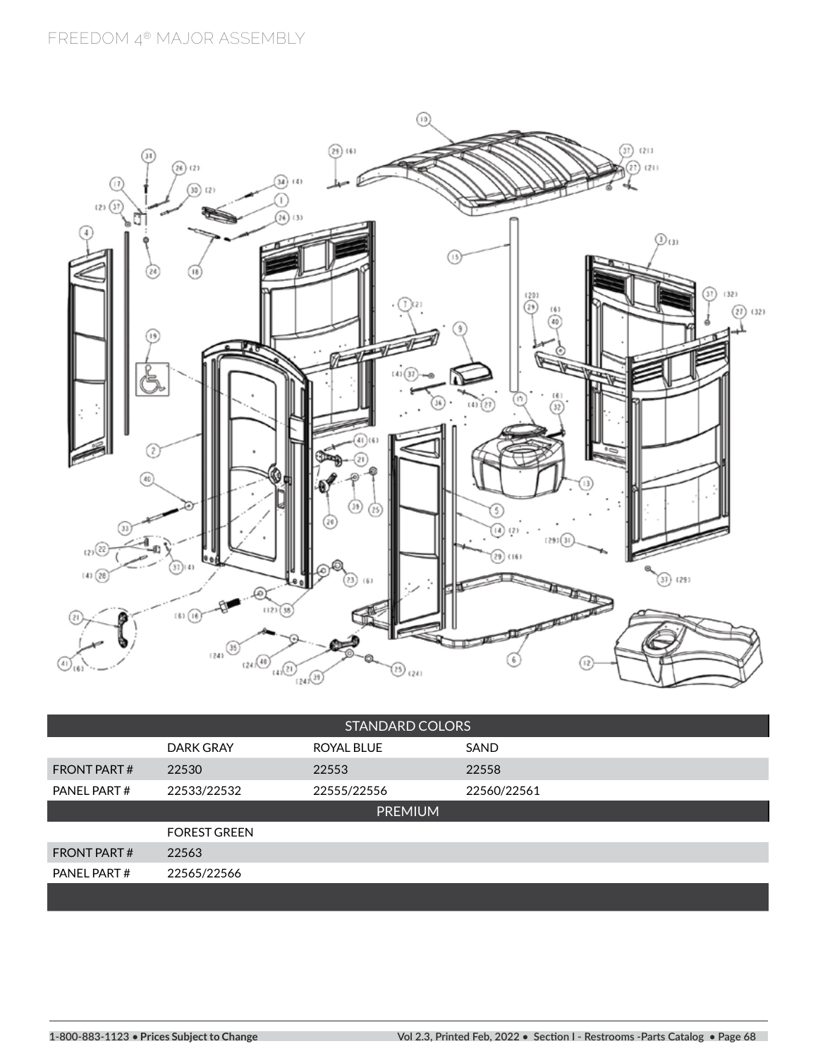# FREEDOM 4® MAJOR ASSEMBLY

| STANDARD COLORS | | | |
|---|---|---|---|
| | DARK GRAY | ROYAL BLUE | SAND |
| FRONT PART # | 22530 | 22553 | 22558 |
| PANEL PART # | 22533/22532 | 22555/22556 | 22560/22561 |
| PREMIUM | | | |
| | FOREST GREEN | | |
| FRONT PART # | 22563 | | |
| PANEL PART # | 22565/22566 | | |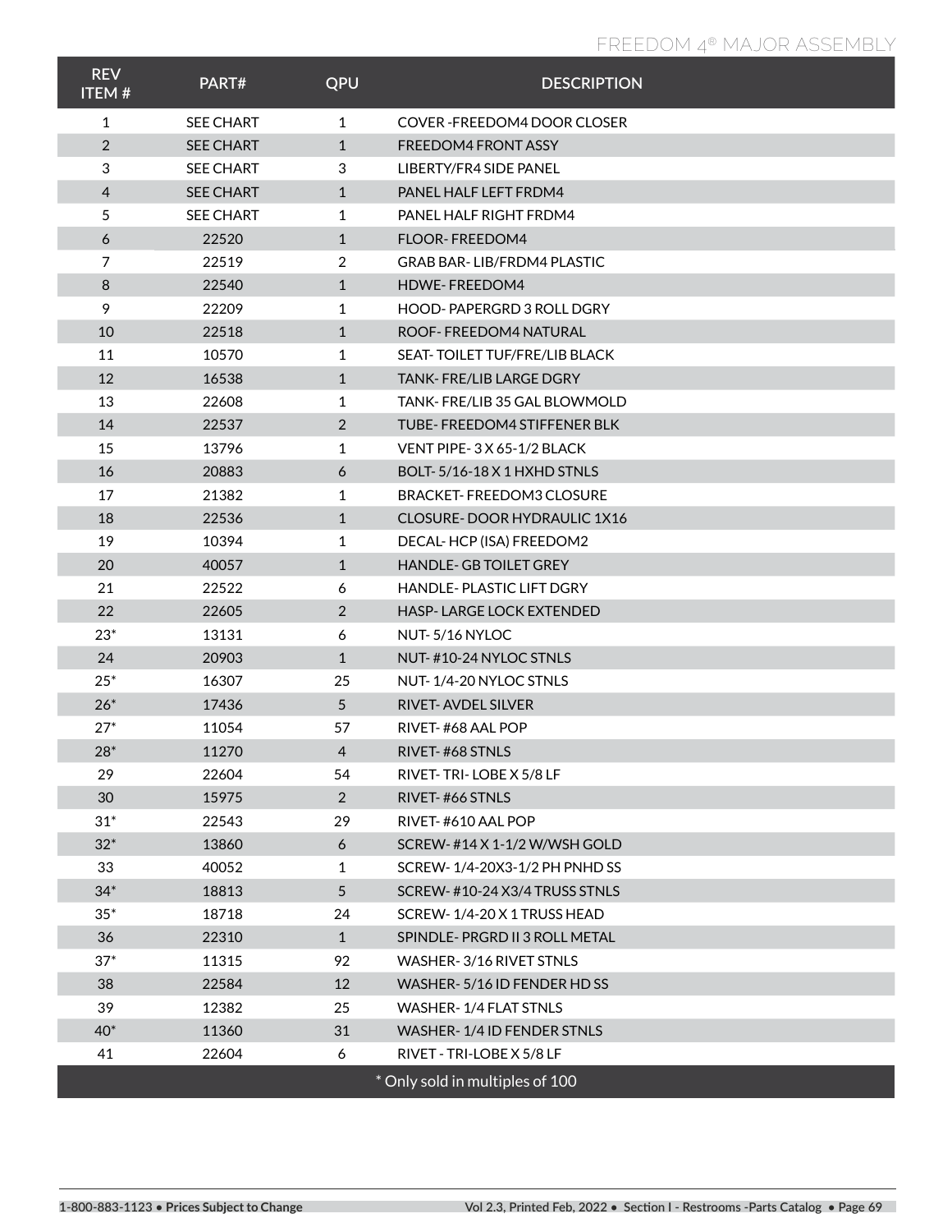# FREEDOM 4® MAJOR ASSEMBLY

| REV ITEM # | PART# | QPU | DESCRIPTION |
|---|---|---|---|
| 1 | SEE CHART | 1 | COVER -FREEDOM4 DOOR CLOSER |
| 2 | SEE CHART | 1 | FREEDOM4 FRONT ASSY |
| 3 | SEE CHART | 3 | LIBERTY/FR4 SIDE PANEL |
| 4 | SEE CHART | 1 | PANEL HALF LEFT FRDM4 |
| 5 | SEE CHART | 1 | PANEL HALF RIGHT FRDM4 |
| 6 | 22520 | 1 | FLOOR- FREEDOM4 |
| 7 | 22519 | 2 | GRAB BAR- LIB/FRDM4 PLASTIC |
| 8 | 22540 | 1 | HDWE- FREEDOM4 |
| 9 | 22209 | 1 | HOOD- PAPERGRD 3 ROLL DGRY |
| 10 | 22518 | 1 | ROOF- FREEDOM4 NATURAL |
| 11 | 10570 | 1 | SEAT- TOILET TUF/FRE/LIB BLACK |
| 12 | 16538 | 1 | TANK- FRE/LIB LARGE DGRY |
| 13 | 22608 | 1 | TANK- FRE/LIB 35 GAL BLOWMOLD |
| 14 | 22537 | 2 | TUBE- FREEDOM4 STIFFENER BLK |
| 15 | 13796 | 1 | VENT PIPE- 3 X 65-1/2 BLACK |
| 16 | 20883 | 6 | BOLT- 5/16-18 X 1 HXHD STNLS |
| 17 | 21382 | 1 | BRACKET- FREEDOM3 CLOSURE |
| 18 | 22536 | 1 | CLOSURE- DOOR HYDRAULIC 1X16 |
| 19 | 10394 | 1 | DECAL- HCP (ISA) FREEDOM2 |
| 20 | 40057 | 1 | HANDLE- GB TOILET GREY |
| 21 | 22522 | 6 | HANDLE- PLASTIC LIFT DGRY |
| 22 | 22605 | 2 | HASP- LARGE LOCK EXTENDED |
| 23* | 13131 | 6 | NUT- 5/16 NYLOC |
| 24 | 20903 | 1 | NUT- #10-24 NYLOC STNLS |
| 25* | 16307 | 25 | NUT- 1/4-20 NYLOC STNLS |
| 26* | 17436 | 5 | RIVET- AVDEL SILVER |
| 27* | 11054 | 57 | RIVET- #68 AAL POP |
| 28* | 11270 | 4 | RIVET- #68 STNLS |
| 29 | 22604 | 54 | RIVET- TRI- LOBE X 5/8 LF |
| 30 | 15975 | 2 | RIVET- #66 STNLS |
| 31* | 22543 | 29 | RIVET- #610 AAL POP |
| 32* | 13860 | 6 | SCREW- #14 X 1-1/2 W/WSH GOLD |
| 33 | 40052 | 1 | SCREW- 1/4-20X3-1/2 PH PNHD SS |
| 34* | 18813 | 5 | SCREW- #10-24 X3/4 TRUSS STNLS |
| 35* | 18718 | 24 | SCREW- 1/4-20 X 1 TRUSS HEAD |
| 36 | 22310 | 1 | SPINDLE- PRGRD II 3 ROLL METAL |
| 37* | 11315 | 92 | WASHER- 3/16 RIVET STNLS |
| 38 | 22584 | 12 | WASHER- 5/16 ID FENDER HD SS |
| 39 | 12382 | 25 | WASHER- 1/4 FLAT STNLS |
| 40* | 11360 | 31 | WASHER- 1/4 ID FENDER STNLS |
| 41 | 22604 | 6 | RIVET - TRI-LOBE X 5/8 LF |

* Only sold in multiples of 100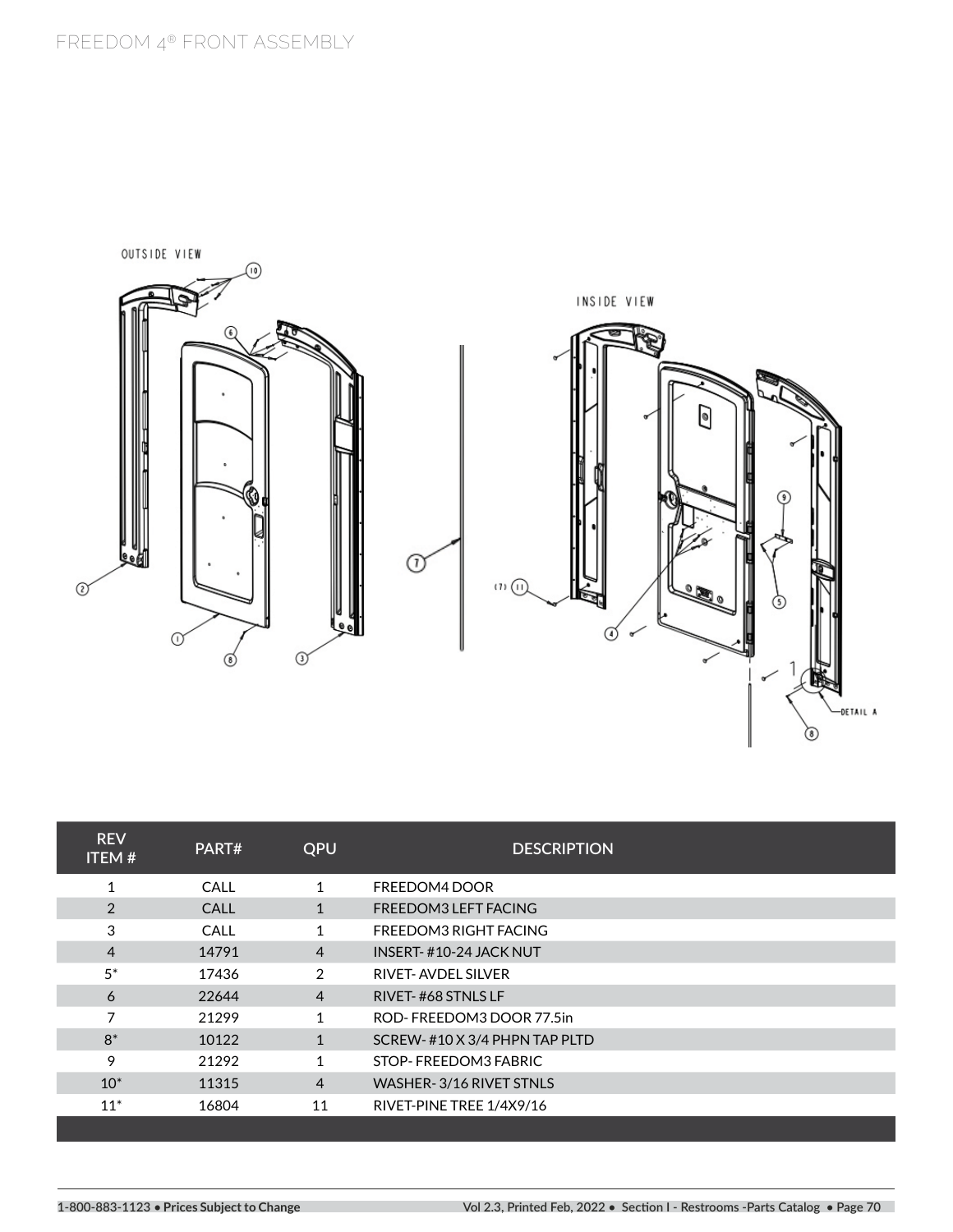# FREEDOM 4® FRONT ASSEMBLY

OUTSIDE VIEW

INSIDE VIEW

DETAIL A

| REV ITEM # | PART# | QPU | DESCRIPTION |
|---|---|---|---|
| 1 | CALL | 1 | FREEDOM4 DOOR |
| 2 | CALL | 1 | FREEDOM3 LEFT FACING |
| 3 | CALL | 1 | FREEDOM3 RIGHT FACING |
| 4 | 14791 | 4 | INSERT- #10-24 JACK NUT |
| 5* | 17436 | 2 | RIVET- AVDEL SILVER |
| 6 | 22644 | 4 | RIVET- #68 STNLS LF |
| 7 | 21299 | 1 | ROD- FREEDOM3 DOOR 77.5in |
| 8* | 10122 | 1 | SCREW- #10 X 3/4 PHPN TAP PLTD |
| 9 | 21292 | 1 | STOP- FREEDOM3 FABRIC |
| 10* | 11315 | 4 | WASHER- 3/16 RIVET STNLS |
| 11* | 16804 | 11 | RIVET-PINE TREE 1/4X9/16 |